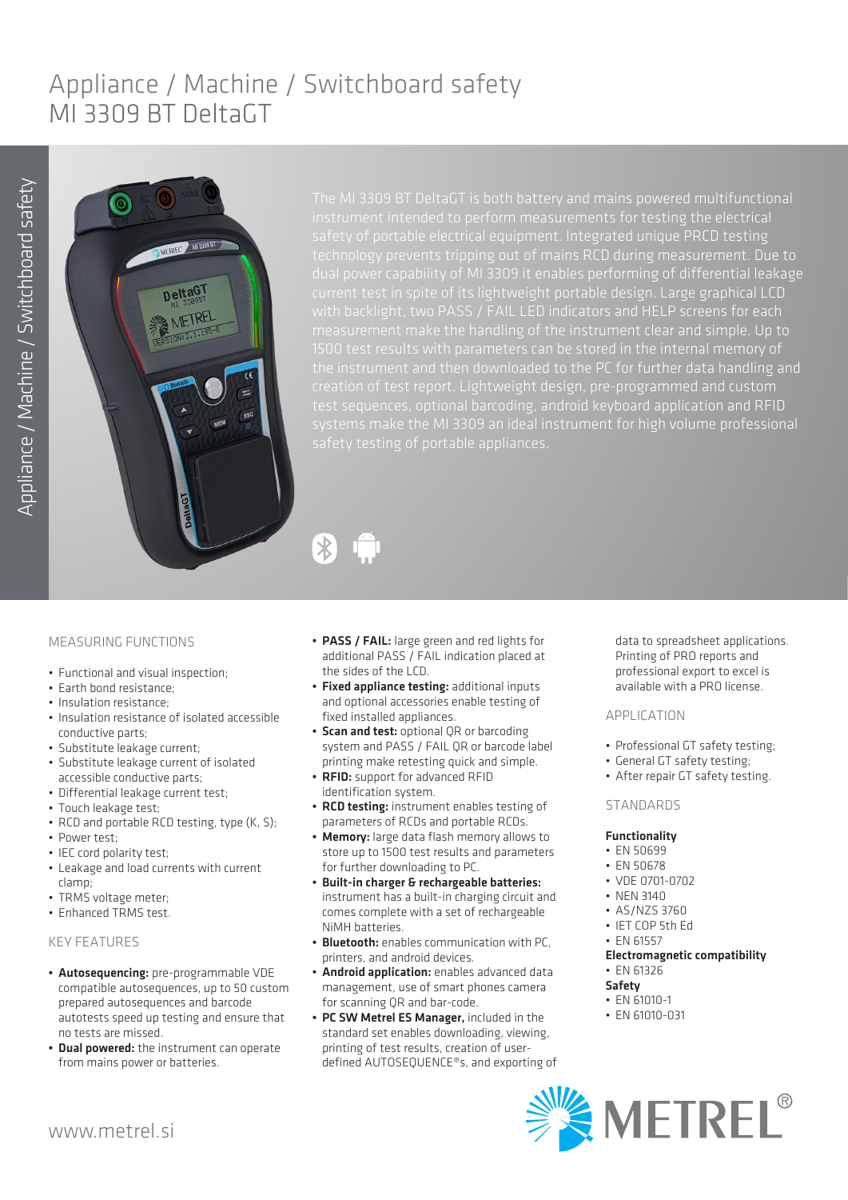# Appliance / Machine / Switchboard safety
# MI 3309 BT DeltaGT

The MI 3309 BT DeltaGT is both battery and mains powered multifunctional instrument intended to perform measurements for testing the electrical safety of portable electrical equipment. Integrated unique PRCD testing technology prevents tripping out of mains RCD during measurement. Due to dual power capability of MI 3309 it enables performing of differential leakage current test in spite of its lightweight portable design. Large graphical LCD with backlight, two PASS / FAIL LED indicators and HELP screens for each measurement make the handling of the instrument clear and simple. Up to 1500 test results with parameters can be stored in the internal memory of the instrument and then downloaded to the PC for further data handling and creation of test report. Lightweight design, pre-programmed and custom test sequences, optional barcoding, android keyboard application and RFID systems make the MI 3309 an ideal instrument for high volume professional safety testing of portable appliances.

## MEASURING FUNCTIONS

- Functional and visual inspection;
- Earth bond resistance;
- Insulation resistance;
- Insulation resistance of isolated accessible conductive parts;
- Substitute leakage current;
- Substitute leakage current of isolated accessible conductive parts;
- Differential leakage current test;
- Touch leakage test;
- RCD and portable RCD testing, type (K, S);
- Power test;
- IEC cord polarity test;
- Leakage and load currents with current clamp;
- TRMS voltage meter;
- Enhanced TRMS test.

## KEY FEATURES

- **Autosequencing:** pre-programmable VDE compatible autosequences, up to 50 custom prepared autosequences and barcode autotests speed up testing and ensure that no tests are missed.
- **Dual powered:** the instrument can operate from mains power or batteries.
- **PASS / FAIL:** large green and red lights for additional PASS / FAIL indication placed at the sides of the LCD.
- **Fixed appliance testing:** additional inputs and optional accessories enable testing of fixed installed appliances.
- **Scan and test:** optional QR or barcoding system and PASS / FAIL QR or barcode label printing make retesting quick and simple.
- **RFID:** support for advanced RFID identification system.
- **RCD testing:** instrument enables testing of parameters of RCDs and portable RCDs.
- **Memory:** large data flash memory allows to store up to 1500 test results and parameters for further downloading to PC.
- **Built-in charger & rechargeable batteries:** instrument has a built-in charging circuit and comes complete with a set of rechargeable NiMH batteries.
- **Bluetooth:** enables communication with PC, printers, and android devices.
- **Android application:** enables advanced data management, use of smart phones camera for scanning QR and bar-code.
- **PC SW Metrel ES Manager,** included in the standard set enables downloading, viewing, printing of test results, creation of user-defined AUTOSEQUENCE®s, and exporting of data to spreadsheet applications. Printing of PRO reports and professional export to excel is available with a PRO license.

## APPLICATION

- Professional GT safety testing;
- General GT safety testing;
- After repair GT safety testing.

## STANDARDS

**Functionality**
- EN 50699
- EN 50678
- VDE 0701-0702
- NEN 3140
- AS/NZS 3760
- IET COP 5th Ed
- EN 61557

**Electromagnetic compatibility**
- EN 61326

**Safety**
- EN 61010-1
- EN 61010-031

www.metrel.si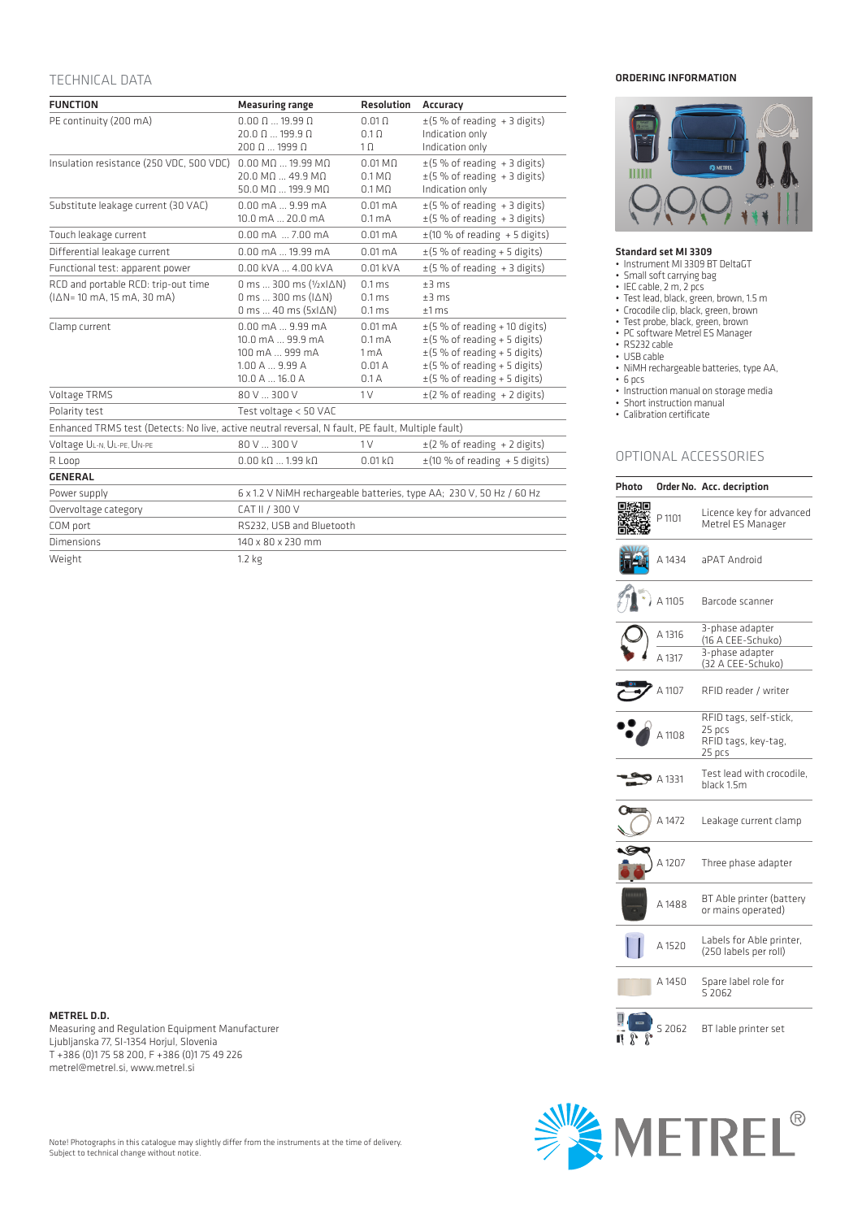## TECHNICAL DATA

| FUNCTION | Measuring range | Resolution | Accuracy |
|---|---|---|---|
| PE continuity (200 mA) | 0.00 Ω ... 19.99 Ω<br>20.0 Ω ... 199.9 Ω<br>200 Ω ... 1999 Ω | 0.01 Ω<br>0.1 Ω<br>1 Ω | ±(5 % of reading + 3 digits)<br>Indication only<br>Indication only |
| Insulation resistance (250 VDC, 500 VDC) | 0.00 MΩ ... 19.99 MΩ<br>20.0 MΩ ... 49.9 MΩ<br>50.0 MΩ ... 199.9 MΩ | 0.01 MΩ<br>0.1 MΩ<br>0.1 MΩ | ±(5 % of reading + 3 digits)<br>±(5 % of reading + 3 digits)<br>Indication only |
| Substitute leakage current (30 VAC) | 0.00 mA ... 9.99 mA<br>10.0 mA ... 20.0 mA | 0.01 mA<br>0.1 mA | ±(5 % of reading + 3 digits)<br>±(5 % of reading + 3 digits) |
| Touch leakage current | 0.00 mA ... 7.00 mA | 0.01 mA | ±(10 % of reading + 5 digits) |
| Differential leakage current | 0.00 mA ... 19.99 mA | 0.01 mA | ±(5 % of reading + 5 digits) |
| Functional test: apparent power | 0.00 kVA ... 4.00 kVA | 0.01 kVA | ±(5 % of reading + 3 digits) |
| RCD and portable RCD: trip-out time (IΔN= 10 mA, 15 mA, 30 mA) | 0 ms ... 300 ms (½xIΔN)<br>0 ms ... 300 ms (IΔN)<br>0 ms ... 40 ms (5xIΔN) | 0.1 ms<br>0.1 ms<br>0.1 ms | ±3 ms<br>±3 ms<br>±1 ms |
| Clamp current | 0.00 mA ... 9.99 mA<br>10.0 mA ... 99.9 mA<br>100 mA ... 999 mA<br>1.00 A ... 9.99 A<br>10.0 A ... 16.0 A | 0.01 mA<br>0.1 mA<br>1 mA<br>0.01 A<br>0.1 A | ±(5 % of reading + 10 digits)<br>±(5 % of reading + 5 digits)<br>±(5 % of reading + 5 digits)<br>±(5 % of reading + 5 digits)<br>±(5 % of reading + 5 digits) |
| Voltage TRMS | 80 V ... 300 V | 1 V | ±(2 % of reading + 2 digits) |
| Polarity test | Test voltage < 50 VAC | | |
| Enhanced TRMS test (Detects: No live, active neutral reversal, N fault, PE fault, Multiple fault) | | | |
| Voltage $U_{L-N}$, $U_{L-PE}$, $U_{N-PE}$ | 80 V ... 300 V | 1 V | ±(2 % of reading + 2 digits) |
| R Loop | 0.00 kΩ ... 1.99 kΩ | 0.01 kΩ | ±(10 % of reading + 5 digits) |
| **GENERAL** | | | |
| Power supply | 6 x 1.2 V NiMH rechargeable batteries, type AA; 230 V, 50 Hz / 60 Hz | | |
| Overvoltage category | CAT II / 300 V | | |
| COM port | RS232, USB and Bluetooth | | |
| Dimensions | 140 x 80 x 230 mm | | |
| Weight | 1.2 kg | | |

## ORDERING INFORMATION

**Standard set MI 3309**

- Instrument MI 3309 BT DeltaGT
- Small soft carrying bag
- IEC cable, 2 m, 2 pcs
- Test lead, black, green, brown, 1.5 m
- Crocodile clip, black, green, brown
- Test probe, black, green, brown
- PC software Metrel ES Manager
- RS232 cable
- USB cable
- NiMH rechargeable batteries, type AA,
- 6 pcs
- Instruction manual on storage media
- Short instruction manual
- Calibration certificate

## OPTIONAL ACCESSORIES

| Photo | Order No. | Acc. decription |
|---|---|---|
| | P 1101 | Licence key for advanced Metrel ES Manager |
| | A 1434 | aPAT Android |
| | A 1105 | Barcode scanner |
| | A 1316 | 3-phase adapter (16 A CEE-Schuko) |
| | A 1317 | 3-phase adapter (32 A CEE-Schuko) |
| | A 1107 | RFID reader / writer |
| | A 1108 | RFID tags, self-stick, 25 pcs<br>RFID tags, key-tag, 25 pcs |
| | A 1331 | Test lead with crocodile, black 1.5m |
| | A 1472 | Leakage current clamp |
| | A 1207 | Three phase adapter |
| | A 1488 | BT Able printer (battery or mains operated) |
| | A 1520 | Labels for Able printer, (250 labels per roll) |
| | A 1450 | Spare label role for S 2062 |
| | S 2062 | BT lable printer set |

**METREL D.D.**
Measuring and Regulation Equipment Manufacturer
Ljubljanska 77, SI-1354 Horjul, Slovenia
T +386 (0)1 75 58 200, F +386 (0)1 75 49 226
metrel@metrel.si, www.metrel.si

Note! Photographs in this catalogue may slightly differ from the instruments at the time of delivery.
Subject to technical change without notice.

METREL®